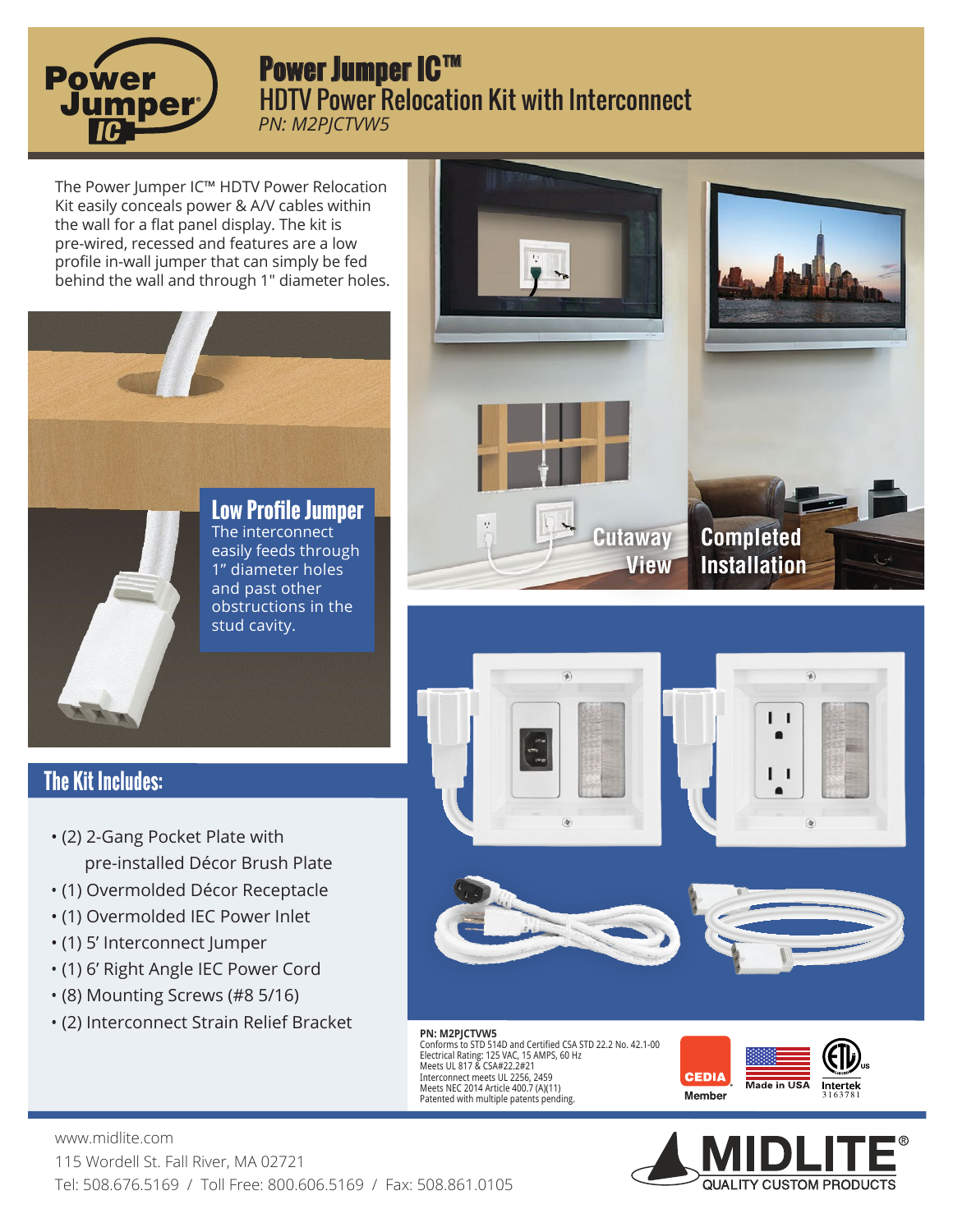# Power Jumper IC™

## HDTV Power Relocation Kit with Interconnect

*PN: M2PJCTVW5*

The Power Jumper IC™ HDTV Power Relocation Kit easily conceals power & A/V cables within the wall for a flat panel display. The kit is pre-wired, recessed and features are a low profile in-wall jumper that can simply be fed behind the wall and through 1" diameter holes.

### Low Profile Jumper

The interconnect easily feeds through 1" diameter holes and past other obstructions in the stud cavity.

Cutaway View

Completed Installation

## The Kit Includes:

- (2) 2-Gang Pocket Plate with pre-installed Décor Brush Plate
- (1) Overmolded Décor Receptacle
- (1) Overmolded IEC Power Inlet
- (1) 5' Interconnect Jumper
- (1) 6' Right Angle IEC Power Cord
- (8) Mounting Screws (#8 5/16)
- (2) Interconnect Strain Relief Bracket

**PN: M2PJCTVW5**
Conforms to STD 514D and Certified CSA STD 22.2 No. 42.1-00
Electrical Rating: 125 VAC, 15 AMPS, 60 Hz
Meets UL 817 & CSA#22.2#21
Interconnect meets UL 2256, 2459
Meets NEC 2014 Article 400.7 (A)(11)
Patented with multiple patents pending.

CEDIA Member | Made in USA | Intertek 3163781

www.midlite.com
115 Wordell St. Fall River, MA 02721
Tel: 508.676.5169 / Toll Free: 800.606.5169 / Fax: 508.861.0105

MIDLITE® QUALITY CUSTOM PRODUCTS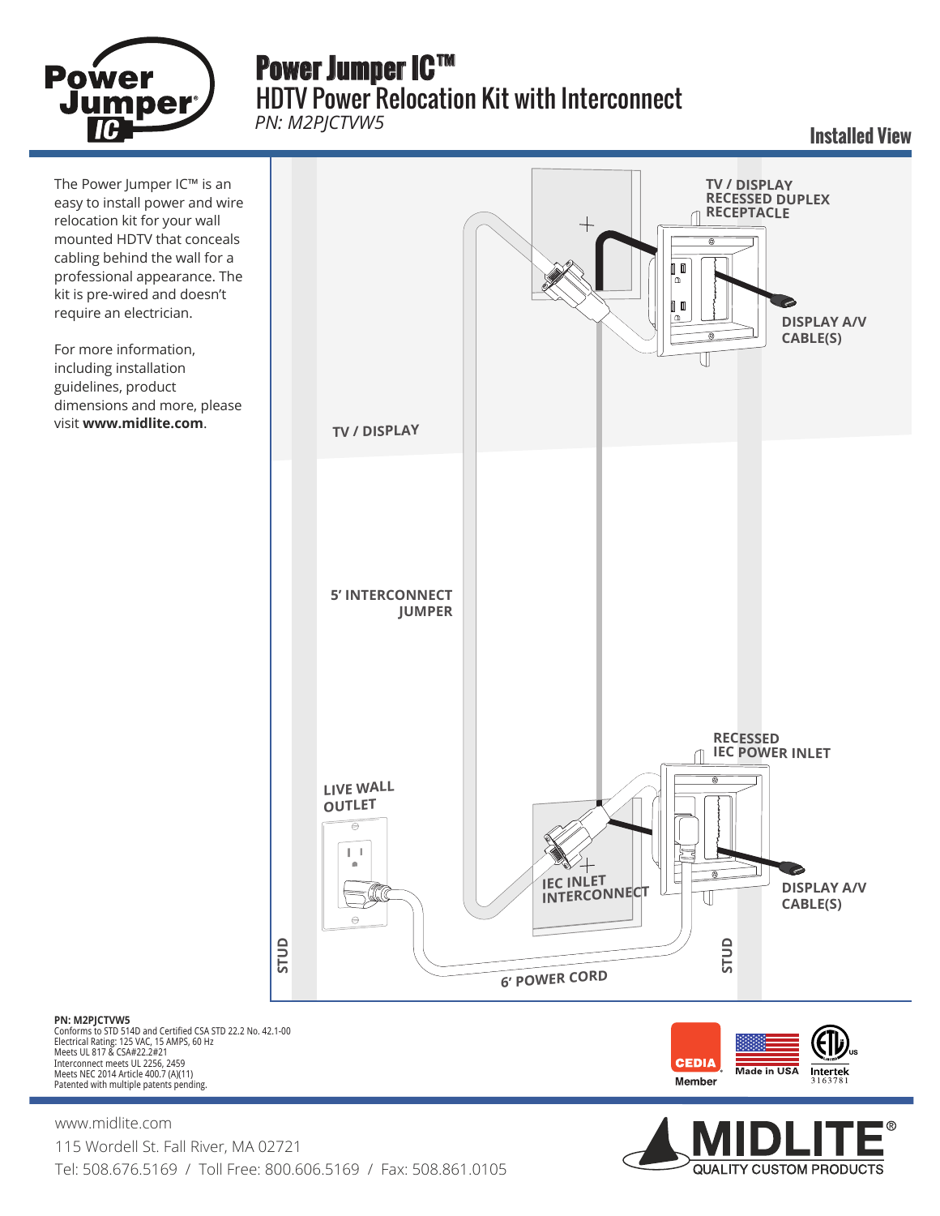# Power Jumper IC™

## HDTV Power Relocation Kit with Interconnect

*PN: M2PJCTVW5*

## Installed View

The Power Jumper IC™ is an easy to install power and wire relocation kit for your wall mounted HDTV that conceals cabling behind the wall for a professional appearance. The kit is pre-wired and doesn't require an electrician.

For more information, including installation guidelines, product dimensions and more, please visit **www.midlite.com**.

TV / DISPLAY RECESSED DUPLEX RECEPTACLE

DISPLAY A/V CABLE(S)

TV / DISPLAY

5' INTERCONNECT JUMPER

RECESSED IEC POWER INLET

LIVE WALL OUTLET

IEC INLET INTERCONNECT

DISPLAY A/V CABLE(S)

STUD

STUD

6' POWER CORD

**PN: M2PJCTVW5**
Conforms to STD 514D and Certified CSA STD 22.2 No. 42.1-00
Electrical Rating: 125 VAC, 15 AMPS, 60 Hz
Meets UL 817 & CSA#22.2#21
Interconnect meets UL 2256, 2459
Meets NEC 2014 Article 400.7 (A)(11)
Patented with multiple patents pending.

CEDIA Member

Made in USA

Intertek 3163781

www.midlite.com
115 Wordell St. Fall River, MA 02721
Tel: 508.676.5169 / Toll Free: 800.606.5169 / Fax: 508.861.0105

MIDLITE® QUALITY CUSTOM PRODUCTS